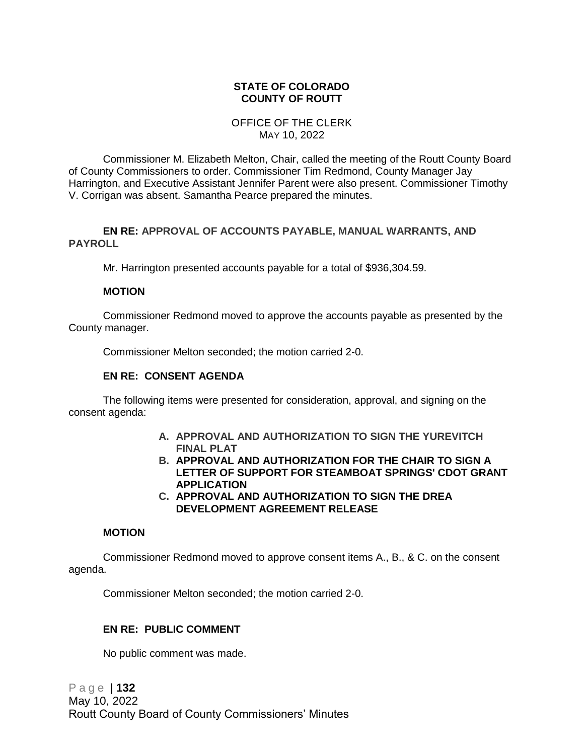**STATE OF COLORADO**
**COUNTY OF ROUTT**

OFFICE OF THE CLERK
MAY 10, 2022

Commissioner M. Elizabeth Melton, Chair, called the meeting of the Routt County Board of County Commissioners to order. Commissioner Tim Redmond, County Manager Jay Harrington, and Executive Assistant Jennifer Parent were also present. Commissioner Timothy V. Corrigan was absent. Samantha Pearce prepared the minutes.

**EN RE: APPROVAL OF ACCOUNTS PAYABLE, MANUAL WARRANTS, AND PAYROLL**

Mr. Harrington presented accounts payable for a total of $936,304.59.

**MOTION**

Commissioner Redmond moved to approve the accounts payable as presented by the County manager.

Commissioner Melton seconded; the motion carried 2-0.

**EN RE: CONSENT AGENDA**

The following items were presented for consideration, approval, and signing on the consent agenda:

- **A. APPROVAL AND AUTHORIZATION TO SIGN THE YUREVITCH FINAL PLAT**
- **B. APPROVAL AND AUTHORIZATION FOR THE CHAIR TO SIGN A LETTER OF SUPPORT FOR STEAMBOAT SPRINGS' CDOT GRANT APPLICATION**
- **C. APPROVAL AND AUTHORIZATION TO SIGN THE DREA DEVELOPMENT AGREEMENT RELEASE**

**MOTION**

Commissioner Redmond moved to approve consent items A., B., & C. on the consent agenda.

Commissioner Melton seconded; the motion carried 2-0.

**EN RE: PUBLIC COMMENT**

No public comment was made.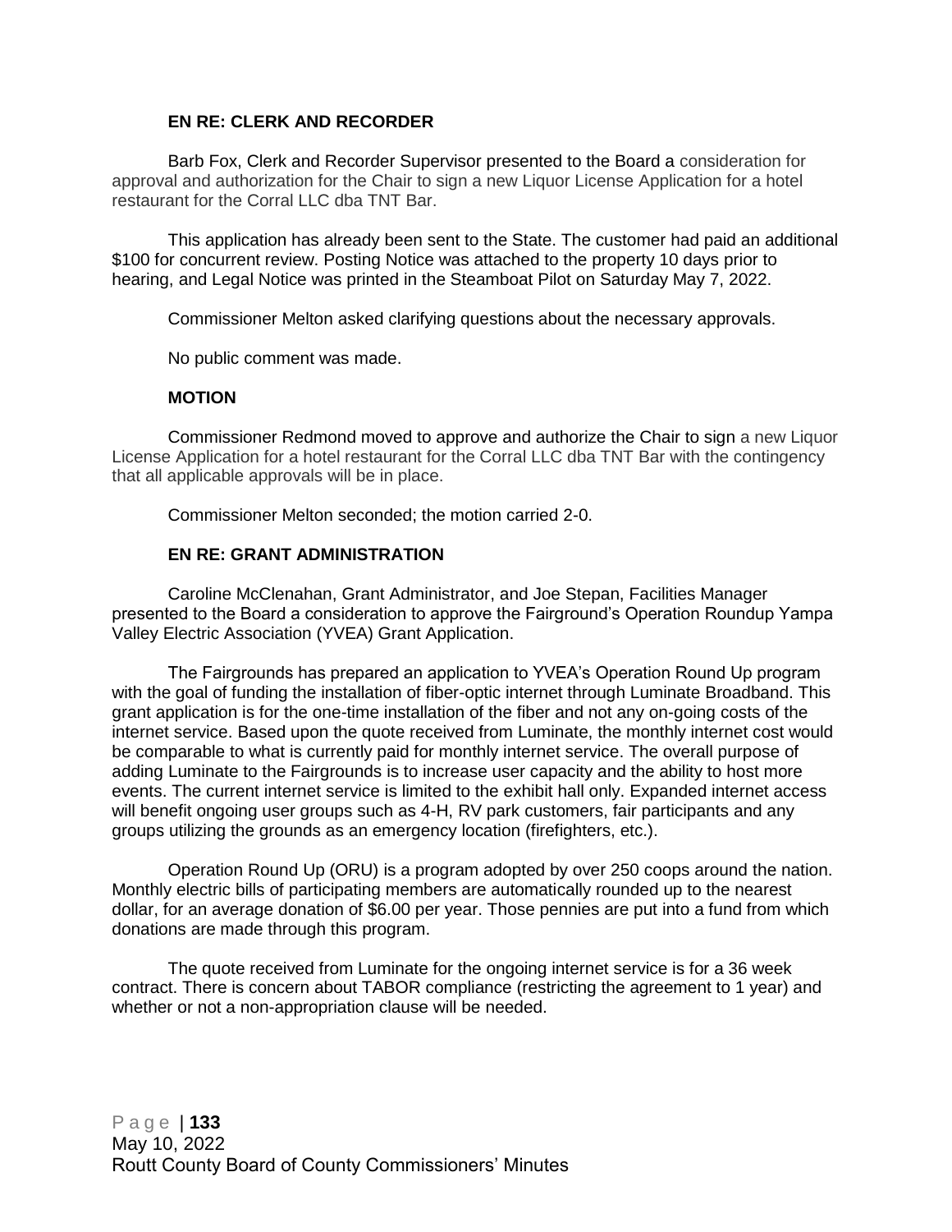**EN RE: CLERK AND RECORDER**

Barb Fox, Clerk and Recorder Supervisor presented to the Board a consideration for approval and authorization for the Chair to sign a new Liquor License Application for a hotel restaurant for the Corral LLC dba TNT Bar.

This application has already been sent to the State. The customer had paid an additional $100 for concurrent review. Posting Notice was attached to the property 10 days prior to hearing, and Legal Notice was printed in the Steamboat Pilot on Saturday May 7, 2022.

Commissioner Melton asked clarifying questions about the necessary approvals.

No public comment was made.

**MOTION**

Commissioner Redmond moved to approve and authorize the Chair to sign a new Liquor License Application for a hotel restaurant for the Corral LLC dba TNT Bar with the contingency that all applicable approvals will be in place.

Commissioner Melton seconded; the motion carried 2-0.

**EN RE: GRANT ADMINISTRATION**

Caroline McClenahan, Grant Administrator, and Joe Stepan, Facilities Manager presented to the Board a consideration to approve the Fairground's Operation Roundup Yampa Valley Electric Association (YVEA) Grant Application.

The Fairgrounds has prepared an application to YVEA's Operation Round Up program with the goal of funding the installation of fiber-optic internet through Luminate Broadband. This grant application is for the one-time installation of the fiber and not any on-going costs of the internet service. Based upon the quote received from Luminate, the monthly internet cost would be comparable to what is currently paid for monthly internet service. The overall purpose of adding Luminate to the Fairgrounds is to increase user capacity and the ability to host more events. The current internet service is limited to the exhibit hall only. Expanded internet access will benefit ongoing user groups such as 4-H, RV park customers, fair participants and any groups utilizing the grounds as an emergency location (firefighters, etc.).

Operation Round Up (ORU) is a program adopted by over 250 coops around the nation. Monthly electric bills of participating members are automatically rounded up to the nearest dollar, for an average donation of $6.00 per year. Those pennies are put into a fund from which donations are made through this program.

The quote received from Luminate for the ongoing internet service is for a 36 week contract. There is concern about TABOR compliance (restricting the agreement to 1 year) and whether or not a non-appropriation clause will be needed.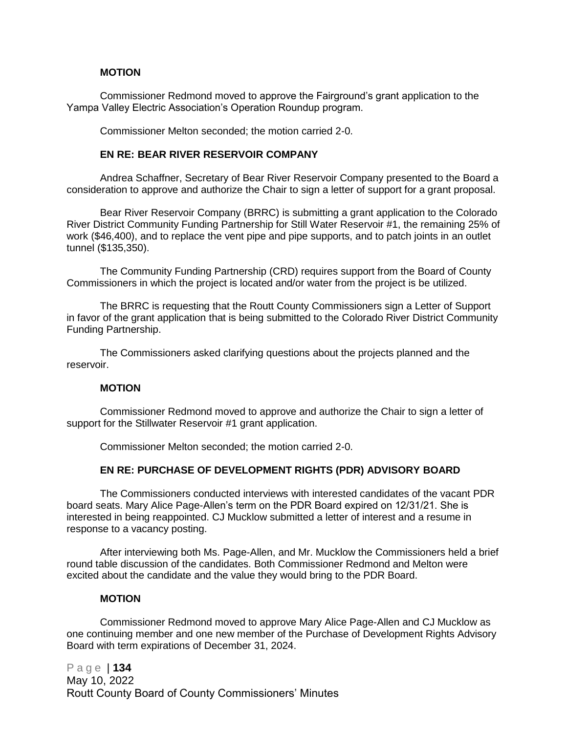**MOTION**

Commissioner Redmond moved to approve the Fairground's grant application to the Yampa Valley Electric Association's Operation Roundup program.

Commissioner Melton seconded; the motion carried 2-0.

**EN RE: BEAR RIVER RESERVOIR COMPANY**

Andrea Schaffner, Secretary of Bear River Reservoir Company presented to the Board a consideration to approve and authorize the Chair to sign a letter of support for a grant proposal.

Bear River Reservoir Company (BRRC) is submitting a grant application to the Colorado River District Community Funding Partnership for Still Water Reservoir #1, the remaining 25% of work ($46,400), and to replace the vent pipe and pipe supports, and to patch joints in an outlet tunnel ($135,350).

The Community Funding Partnership (CRD) requires support from the Board of County Commissioners in which the project is located and/or water from the project is be utilized.

The BRRC is requesting that the Routt County Commissioners sign a Letter of Support in favor of the grant application that is being submitted to the Colorado River District Community Funding Partnership.

The Commissioners asked clarifying questions about the projects planned and the reservoir.

**MOTION**

Commissioner Redmond moved to approve and authorize the Chair to sign a letter of support for the Stillwater Reservoir #1 grant application.

Commissioner Melton seconded; the motion carried 2-0.

**EN RE: PURCHASE OF DEVELOPMENT RIGHTS (PDR) ADVISORY BOARD**

The Commissioners conducted interviews with interested candidates of the vacant PDR board seats. Mary Alice Page-Allen's term on the PDR Board expired on 12/31/21. She is interested in being reappointed. CJ Mucklow submitted a letter of interest and a resume in response to a vacancy posting.

After interviewing both Ms. Page-Allen, and Mr. Mucklow the Commissioners held a brief round table discussion of the candidates. Both Commissioner Redmond and Melton were excited about the candidate and the value they would bring to the PDR Board.

**MOTION**

Commissioner Redmond moved to approve Mary Alice Page-Allen and CJ Mucklow as one continuing member and one new member of the Purchase of Development Rights Advisory Board with term expirations of December 31, 2024.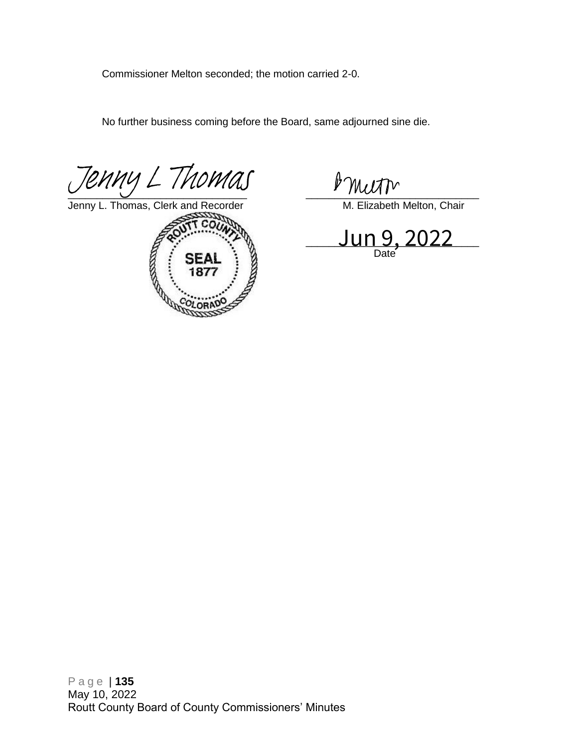Commissioner Melton seconded; the motion carried 2-0.

No further business coming before the Board, same adjourned sine die.

Jenny L Thomas

Jenny L. Thomas, Clerk and Recorder

M. Elizabeth Melton, Chair

Jun 9, 2022

Date

SEAL 1877 ROUTT COUNTY COLORADO

May 10, 2022
Routt County Board of County Commissioners' Minutes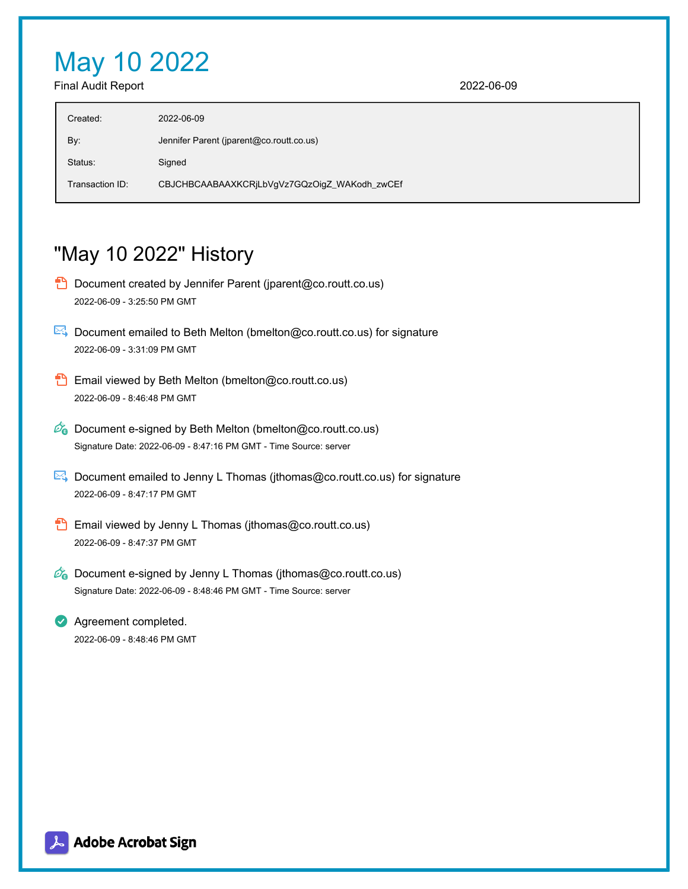# May 10 2022

Final Audit Report 2022-06-09

| | |
|---|---|
| Created: | 2022-06-09 |
| By: | Jennifer Parent (jparent@co.routt.co.us) |
| Status: | Signed |
| Transaction ID: | CBJCHBCAABAAXKCRjLbVgVz7GQzOigZ_WAKodh_zwCEf |

## "May 10 2022" History

- Document created by Jennifer Parent (jparent@co.routt.co.us)
  2022-06-09 - 3:25:50 PM GMT

- Document emailed to Beth Melton (bmelton@co.routt.co.us) for signature
  2022-06-09 - 3:31:09 PM GMT

- Email viewed by Beth Melton (bmelton@co.routt.co.us)
  2022-06-09 - 8:46:48 PM GMT

- Document e-signed by Beth Melton (bmelton@co.routt.co.us)
  Signature Date: 2022-06-09 - 8:47:16 PM GMT - Time Source: server

- Document emailed to Jenny L Thomas (jthomas@co.routt.co.us) for signature
  2022-06-09 - 8:47:17 PM GMT

- Email viewed by Jenny L Thomas (jthomas@co.routt.co.us)
  2022-06-09 - 8:47:37 PM GMT

- Document e-signed by Jenny L Thomas (jthomas@co.routt.co.us)
  Signature Date: 2022-06-09 - 8:48:46 PM GMT - Time Source: server

- Agreement completed.
  2022-06-09 - 8:48:46 PM GMT

Adobe Acrobat Sign